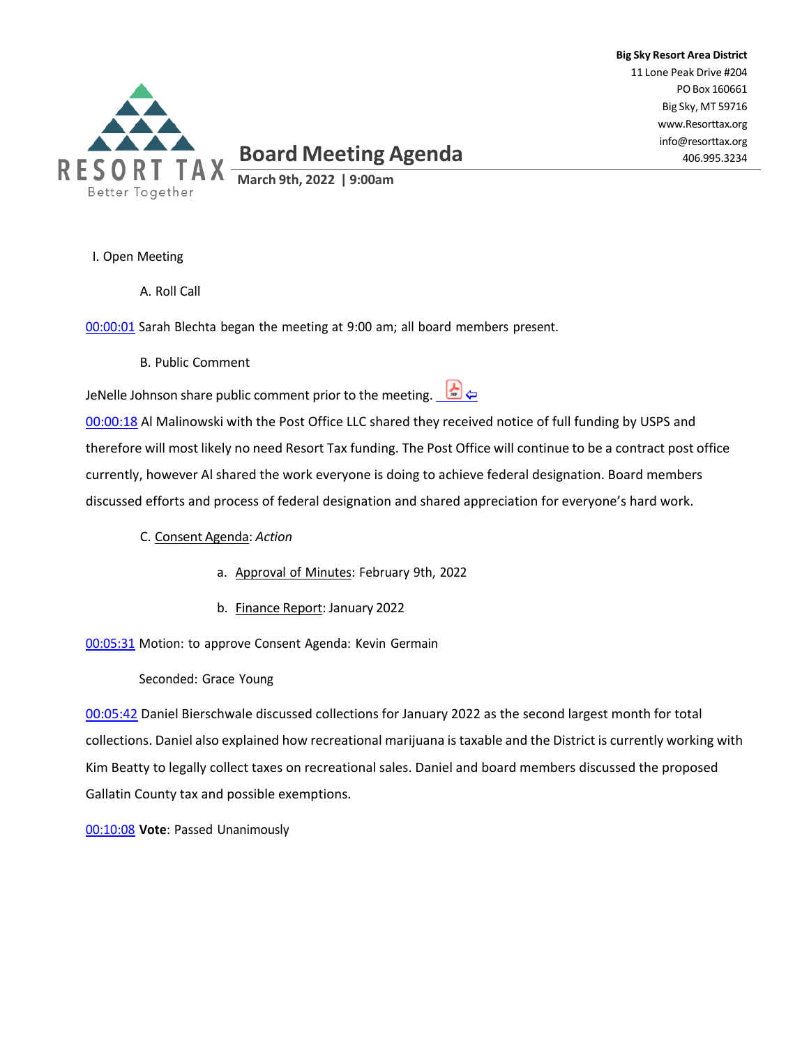**Big Sky Resort Area District**
11 Lone Peak Drive #204
PO Box 160661
Big Sky, MT 59716
www.Resorttax.org
info@resorttax.org
406.995.3234

RESORT TAX
Better Together

# Board Meeting Agenda

**March 9th, 2022 | 9:00am**

I. Open Meeting

A. Roll Call

00:00:01 Sarah Blechta began the meeting at 9:00 am; all board members present.

B. Public Comment

JeNelle Johnson share public comment prior to the meeting.

00:00:18 Al Malinowski with the Post Office LLC shared they received notice of full funding by USPS and therefore will most likely no need Resort Tax funding. The Post Office will continue to be a contract post office currently, however Al shared the work everyone is doing to achieve federal designation. Board members discussed efforts and process of federal designation and shared appreciation for everyone's hard work.

C. Consent Agenda: *Action*

a. Approval of Minutes: February 9th, 2022

b. Finance Report: January 2022

00:05:31 Motion: to approve Consent Agenda: Kevin Germain

Seconded: Grace Young

00:05:42 Daniel Bierschwale discussed collections for January 2022 as the second largest month for total collections. Daniel also explained how recreational marijuana is taxable and the District is currently working with Kim Beatty to legally collect taxes on recreational sales. Daniel and board members discussed the proposed Gallatin County tax and possible exemptions.

00:10:08 **Vote**: Passed Unanimously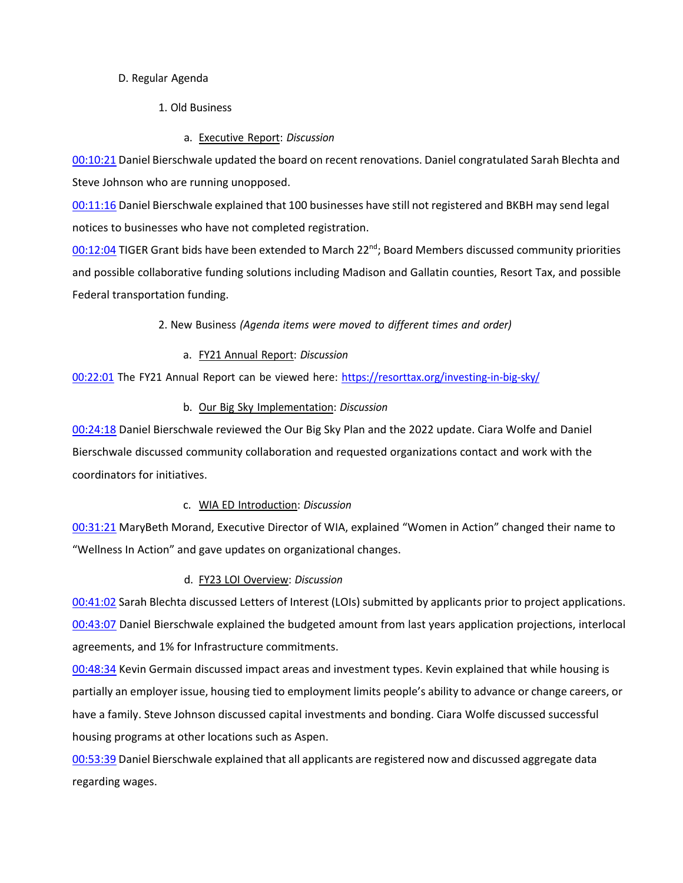D. Regular Agenda

1. Old Business

a. Executive Report: *Discussion*

00:10:21 Daniel Bierschwale updated the board on recent renovations. Daniel congratulated Sarah Blechta and Steve Johnson who are running unopposed.

00:11:16 Daniel Bierschwale explained that 100 businesses have still not registered and BKBH may send legal notices to businesses who have not completed registration.

00:12:04 TIGER Grant bids have been extended to March 22nd; Board Members discussed community priorities and possible collaborative funding solutions including Madison and Gallatin counties, Resort Tax, and possible Federal transportation funding.

2. New Business *(Agenda items were moved to different times and order)*

a. FY21 Annual Report: *Discussion*

00:22:01 The FY21 Annual Report can be viewed here: https://resorttax.org/investing-in-big-sky/

b. Our Big Sky Implementation: *Discussion*

00:24:18 Daniel Bierschwale reviewed the Our Big Sky Plan and the 2022 update. Ciara Wolfe and Daniel Bierschwale discussed community collaboration and requested organizations contact and work with the coordinators for initiatives.

c. WIA ED Introduction: *Discussion*

00:31:21 MaryBeth Morand, Executive Director of WIA, explained "Women in Action" changed their name to "Wellness In Action" and gave updates on organizational changes.

d. FY23 LOI Overview: *Discussion*

00:41:02 Sarah Blechta discussed Letters of Interest (LOIs) submitted by applicants prior to project applications.

00:43:07 Daniel Bierschwale explained the budgeted amount from last years application projections, interlocal agreements, and 1% for Infrastructure commitments.

00:48:34 Kevin Germain discussed impact areas and investment types. Kevin explained that while housing is partially an employer issue, housing tied to employment limits people's ability to advance or change careers, or have a family. Steve Johnson discussed capital investments and bonding. Ciara Wolfe discussed successful housing programs at other locations such as Aspen.

00:53:39 Daniel Bierschwale explained that all applicants are registered now and discussed aggregate data regarding wages.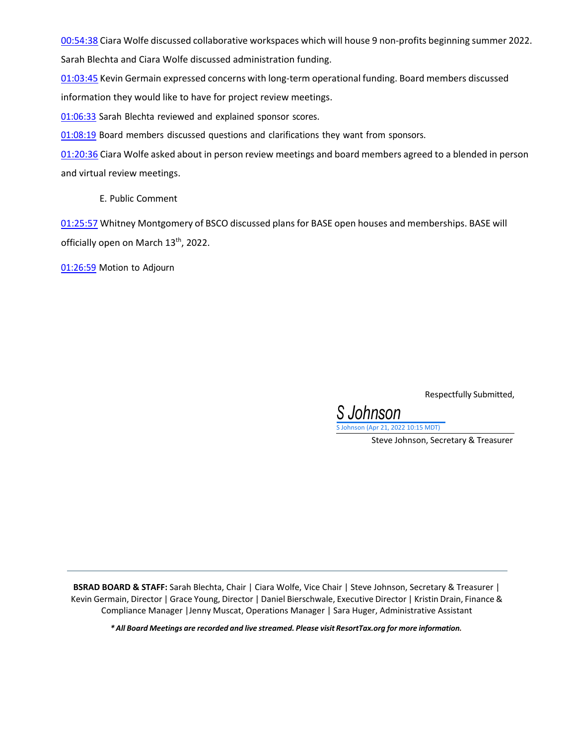00:54:38 Ciara Wolfe discussed collaborative workspaces which will house 9 non-profits beginning summer 2022. Sarah Blechta and Ciara Wolfe discussed administration funding.

01:03:45 Kevin Germain expressed concerns with long-term operational funding. Board members discussed information they would like to have for project review meetings.

01:06:33 Sarah Blechta reviewed and explained sponsor scores.

01:08:19 Board members discussed questions and clarifications they want from sponsors.

01:20:36 Ciara Wolfe asked about in person review meetings and board members agreed to a blended in person and virtual review meetings.

E. Public Comment

01:25:57 Whitney Montgomery of BSCO discussed plans for BASE open houses and memberships. BASE will officially open on March 13th, 2022.

01:26:59 Motion to Adjourn

Respectfully Submitted,

S Johnson

S Johnson (Apr 21, 2022 10:15 MDT)

Steve Johnson, Secretary & Treasurer

---

**BSRAD BOARD & STAFF:** Sarah Blechta, Chair | Ciara Wolfe, Vice Chair | Steve Johnson, Secretary & Treasurer | Kevin Germain, Director | Grace Young, Director | Daniel Bierschwale, Executive Director | Kristin Drain, Finance & Compliance Manager |Jenny Muscat, Operations Manager | Sara Huger, Administrative Assistant

***All Board Meetings are recorded and live streamed. Please visit ResortTax.org for more information.***